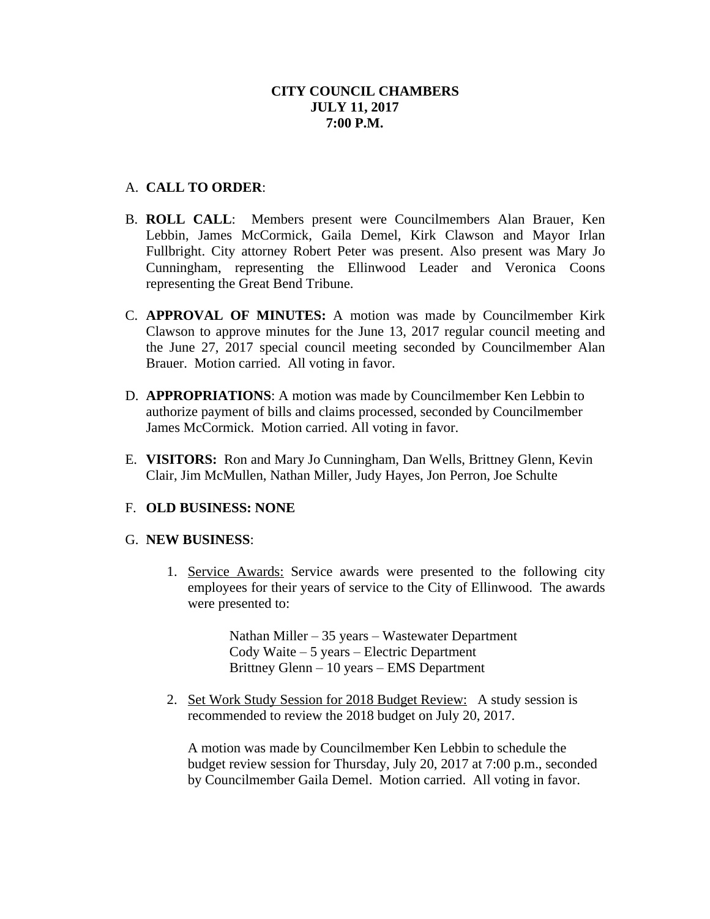**CITY COUNCIL CHAMBERS**
**JULY 11, 2017**
**7:00 P.M.**

A. **CALL TO ORDER**:

B. **ROLL CALL**: Members present were Councilmembers Alan Brauer, Ken Lebbin, James McCormick, Gaila Demel, Kirk Clawson and Mayor Irlan Fullbright. City attorney Robert Peter was present. Also present was Mary Jo Cunningham, representing the Ellinwood Leader and Veronica Coons representing the Great Bend Tribune.

C. **APPROVAL OF MINUTES:** A motion was made by Councilmember Kirk Clawson to approve minutes for the June 13, 2017 regular council meeting and the June 27, 2017 special council meeting seconded by Councilmember Alan Brauer. Motion carried. All voting in favor.

D. **APPROPRIATIONS**: A motion was made by Councilmember Ken Lebbin to authorize payment of bills and claims processed, seconded by Councilmember James McCormick. Motion carried. All voting in favor.

E. **VISITORS:** Ron and Mary Jo Cunningham, Dan Wells, Brittney Glenn, Kevin Clair, Jim McMullen, Nathan Miller, Judy Hayes, Jon Perron, Joe Schulte

F. **OLD BUSINESS: NONE**

G. **NEW BUSINESS**:

1. Service Awards: Service awards were presented to the following city employees for their years of service to the City of Ellinwood. The awards were presented to:

   Nathan Miller – 35 years – Wastewater Department
   Cody Waite – 5 years – Electric Department
   Brittney Glenn – 10 years – EMS Department

2. Set Work Study Session for 2018 Budget Review: A study session is recommended to review the 2018 budget on July 20, 2017.

   A motion was made by Councilmember Ken Lebbin to schedule the budget review session for Thursday, July 20, 2017 at 7:00 p.m., seconded by Councilmember Gaila Demel. Motion carried. All voting in favor.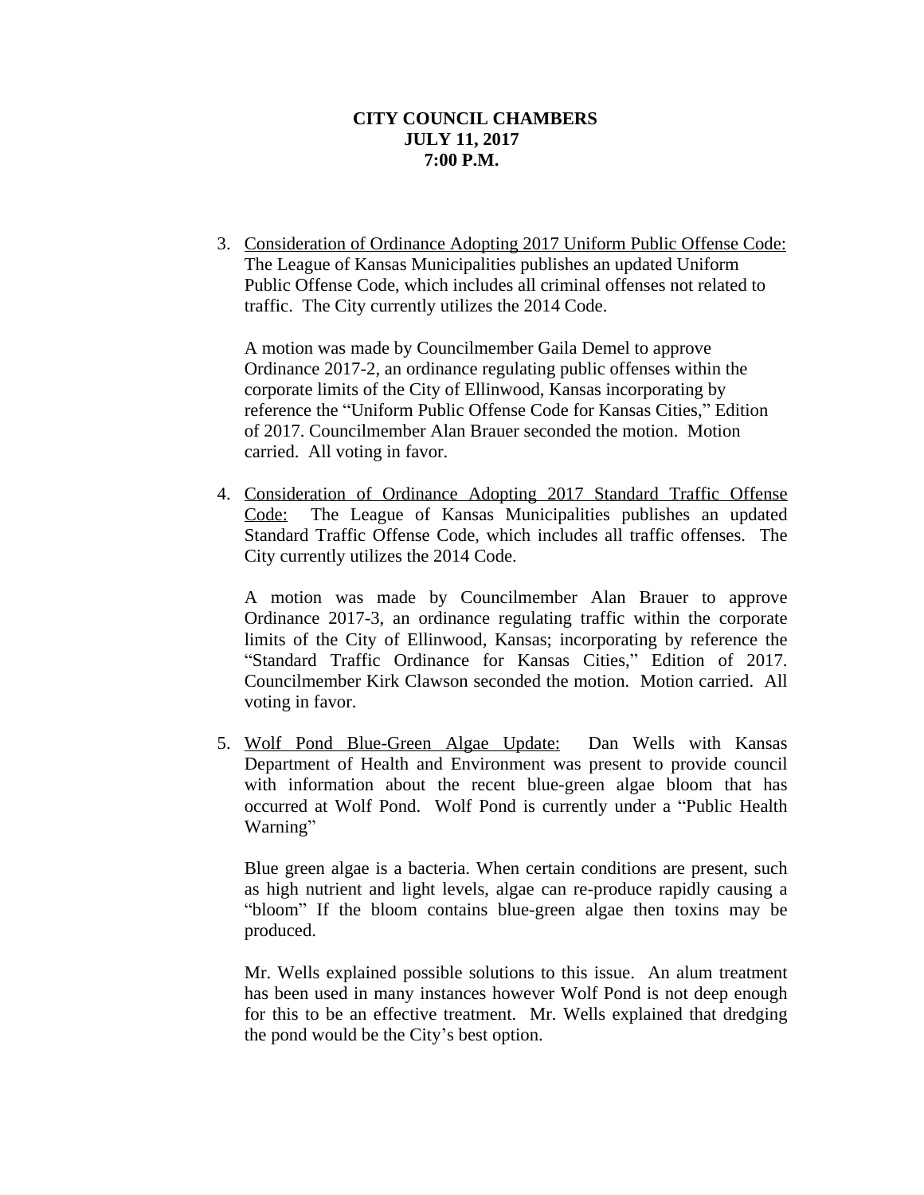**CITY COUNCIL CHAMBERS**
**JULY 11, 2017**
**7:00 P.M.**

3. Consideration of Ordinance Adopting 2017 Uniform Public Offense Code: The League of Kansas Municipalities publishes an updated Uniform Public Offense Code, which includes all criminal offenses not related to traffic. The City currently utilizes the 2014 Code.

   A motion was made by Councilmember Gaila Demel to approve Ordinance 2017-2, an ordinance regulating public offenses within the corporate limits of the City of Ellinwood, Kansas incorporating by reference the "Uniform Public Offense Code for Kansas Cities," Edition of 2017. Councilmember Alan Brauer seconded the motion. Motion carried. All voting in favor.

4. Consideration of Ordinance Adopting 2017 Standard Traffic Offense Code: The League of Kansas Municipalities publishes an updated Standard Traffic Offense Code, which includes all traffic offenses. The City currently utilizes the 2014 Code.

   A motion was made by Councilmember Alan Brauer to approve Ordinance 2017-3, an ordinance regulating traffic within the corporate limits of the City of Ellinwood, Kansas; incorporating by reference the "Standard Traffic Ordinance for Kansas Cities," Edition of 2017. Councilmember Kirk Clawson seconded the motion. Motion carried. All voting in favor.

5. Wolf Pond Blue-Green Algae Update: Dan Wells with Kansas Department of Health and Environment was present to provide council with information about the recent blue-green algae bloom that has occurred at Wolf Pond. Wolf Pond is currently under a "Public Health Warning"

   Blue green algae is a bacteria. When certain conditions are present, such as high nutrient and light levels, algae can re-produce rapidly causing a "bloom" If the bloom contains blue-green algae then toxins may be produced.

   Mr. Wells explained possible solutions to this issue. An alum treatment has been used in many instances however Wolf Pond is not deep enough for this to be an effective treatment. Mr. Wells explained that dredging the pond would be the City's best option.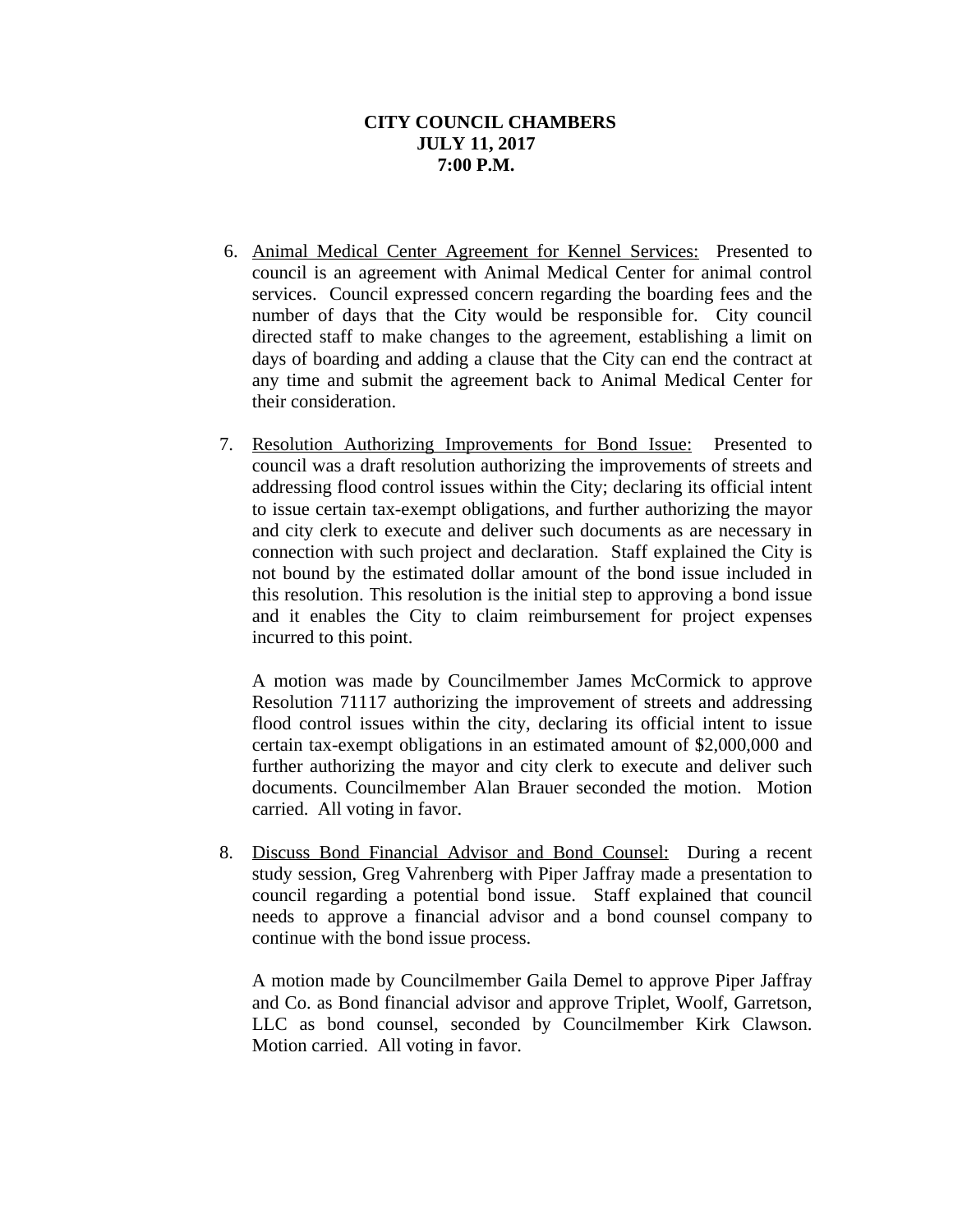**CITY COUNCIL CHAMBERS**
**JULY 11, 2017**
**7:00 P.M.**

6. Animal Medical Center Agreement for Kennel Services: Presented to council is an agreement with Animal Medical Center for animal control services. Council expressed concern regarding the boarding fees and the number of days that the City would be responsible for. City council directed staff to make changes to the agreement, establishing a limit on days of boarding and adding a clause that the City can end the contract at any time and submit the agreement back to Animal Medical Center for their consideration.

7. Resolution Authorizing Improvements for Bond Issue: Presented to council was a draft resolution authorizing the improvements of streets and addressing flood control issues within the City; declaring its official intent to issue certain tax-exempt obligations, and further authorizing the mayor and city clerk to execute and deliver such documents as are necessary in connection with such project and declaration. Staff explained the City is not bound by the estimated dollar amount of the bond issue included in this resolution. This resolution is the initial step to approving a bond issue and it enables the City to claim reimbursement for project expenses incurred to this point.

   A motion was made by Councilmember James McCormick to approve Resolution 71117 authorizing the improvement of streets and addressing flood control issues within the city, declaring its official intent to issue certain tax-exempt obligations in an estimated amount of $2,000,000 and further authorizing the mayor and city clerk to execute and deliver such documents. Councilmember Alan Brauer seconded the motion. Motion carried. All voting in favor.

8. Discuss Bond Financial Advisor and Bond Counsel: During a recent study session, Greg Vahrenberg with Piper Jaffray made a presentation to council regarding a potential bond issue. Staff explained that council needs to approve a financial advisor and a bond counsel company to continue with the bond issue process.

   A motion made by Councilmember Gaila Demel to approve Piper Jaffray and Co. as Bond financial advisor and approve Triplet, Woolf, Garretson, LLC as bond counsel, seconded by Councilmember Kirk Clawson. Motion carried. All voting in favor.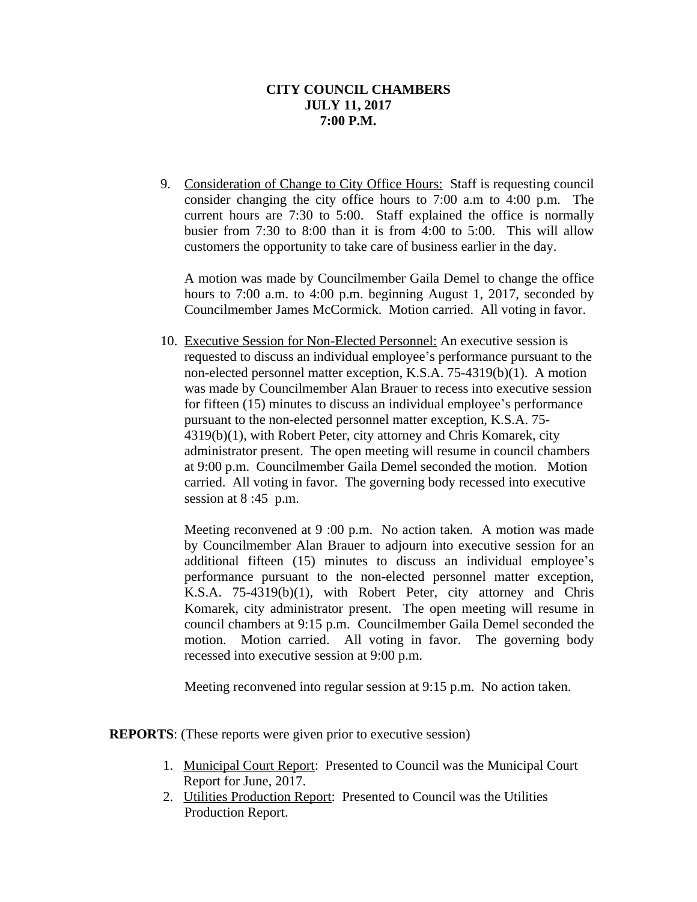**CITY COUNCIL CHAMBERS**
**JULY 11, 2017**
**7:00 P.M.**

9. Consideration of Change to City Office Hours: Staff is requesting council consider changing the city office hours to 7:00 a.m to 4:00 p.m. The current hours are 7:30 to 5:00. Staff explained the office is normally busier from 7:30 to 8:00 than it is from 4:00 to 5:00. This will allow customers the opportunity to take care of business earlier in the day.

   A motion was made by Councilmember Gaila Demel to change the office hours to 7:00 a.m. to 4:00 p.m. beginning August 1, 2017, seconded by Councilmember James McCormick. Motion carried. All voting in favor.

10. Executive Session for Non-Elected Personnel: An executive session is requested to discuss an individual employee's performance pursuant to the non-elected personnel matter exception, K.S.A. 75-4319(b)(1). A motion was made by Councilmember Alan Brauer to recess into executive session for fifteen (15) minutes to discuss an individual employee's performance pursuant to the non-elected personnel matter exception, K.S.A. 75-4319(b)(1), with Robert Peter, city attorney and Chris Komarek, city administrator present. The open meeting will resume in council chambers at 9:00 p.m. Councilmember Gaila Demel seconded the motion. Motion carried. All voting in favor. The governing body recessed into executive session at 8 :45 p.m.

    Meeting reconvened at 9 :00 p.m. No action taken. A motion was made by Councilmember Alan Brauer to adjourn into executive session for an additional fifteen (15) minutes to discuss an individual employee's performance pursuant to the non-elected personnel matter exception, K.S.A. 75-4319(b)(1), with Robert Peter, city attorney and Chris Komarek, city administrator present. The open meeting will resume in council chambers at 9:15 p.m. Councilmember Gaila Demel seconded the motion. Motion carried. All voting in favor. The governing body recessed into executive session at 9:00 p.m.

    Meeting reconvened into regular session at 9:15 p.m. No action taken.

**REPORTS**: (These reports were given prior to executive session)

1. Municipal Court Report: Presented to Council was the Municipal Court Report for June, 2017.
2. Utilities Production Report: Presented to Council was the Utilities Production Report.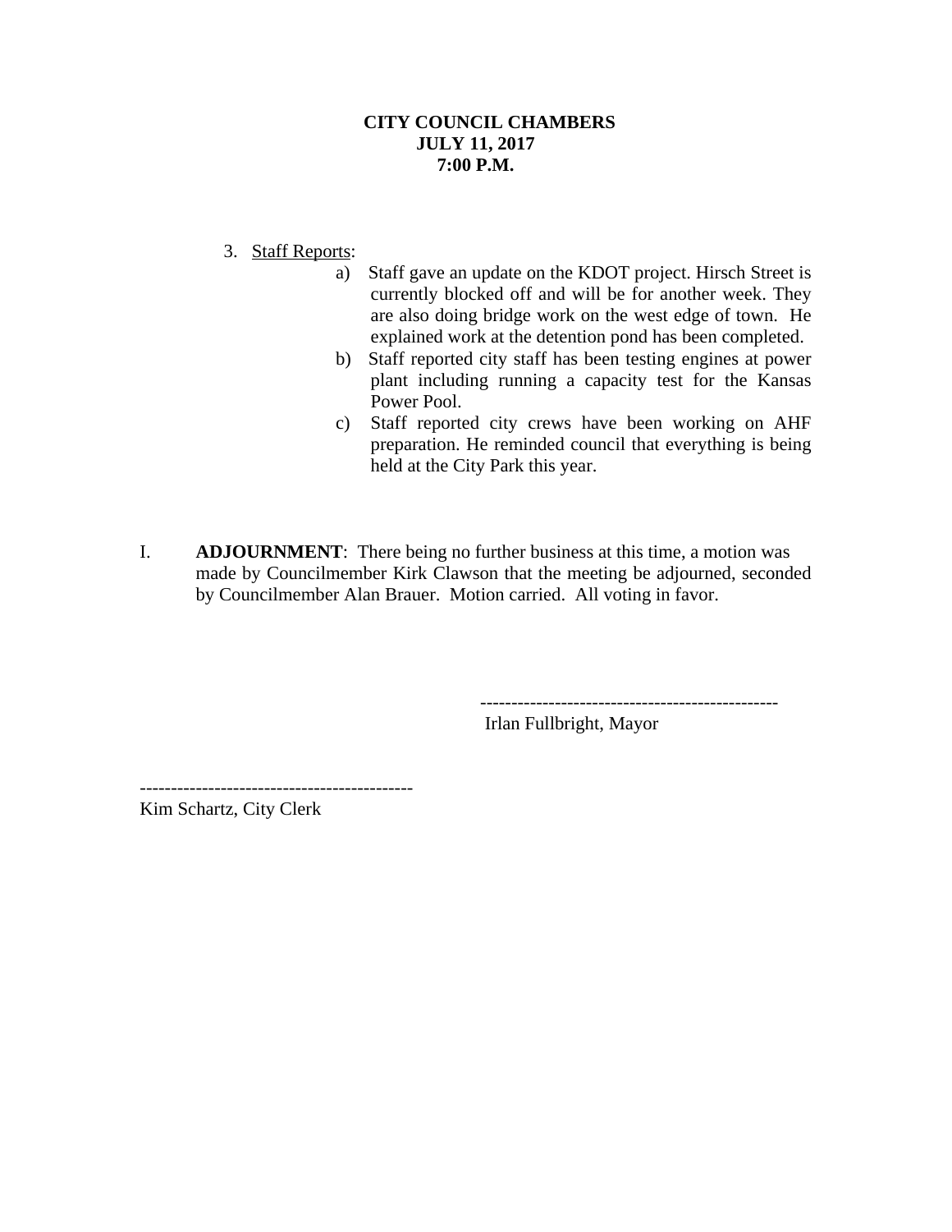**CITY COUNCIL CHAMBERS**
**JULY 11, 2017**
**7:00 P.M.**

3. Staff Reports:
   a) Staff gave an update on the KDOT project. Hirsch Street is currently blocked off and will be for another week. They are also doing bridge work on the west edge of town. He explained work at the detention pond has been completed.
   b) Staff reported city staff has been testing engines at power plant including running a capacity test for the Kansas Power Pool.
   c) Staff reported city crews have been working on AHF preparation. He reminded council that everything is being held at the City Park this year.

I. **ADJOURNMENT**: There being no further business at this time, a motion was made by Councilmember Kirk Clawson that the meeting be adjourned, seconded by Councilmember Alan Brauer. Motion carried. All voting in favor.

------------------------------------------------
Irlan Fullbright, Mayor

--------------------------------------------
Kim Schartz, City Clerk